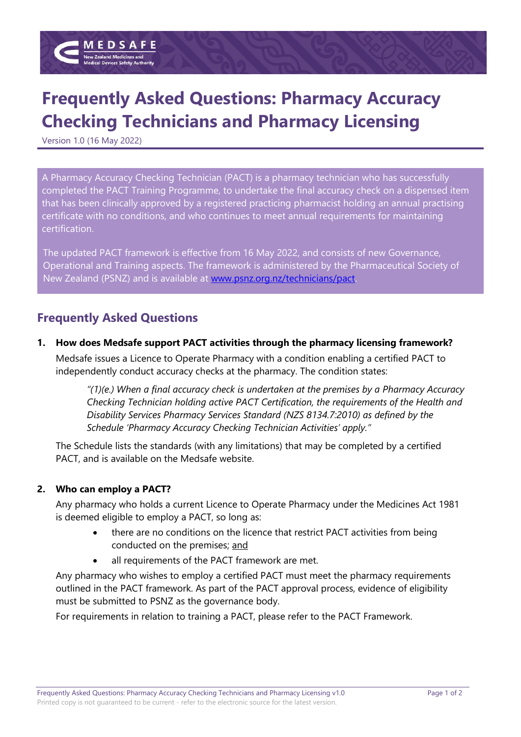# Frequently Asked Questions: Pharmacy Accuracy Checking Technicians and Pharmacy Licensing

Version 1.0 (16 May 2022)

A Pharmacy Accuracy Checking Technician (PACT) is a pharmacy technician who has successfully completed the PACT Training Programme, to undertake the final accuracy check on a dispensed item that has been clinically approved by a registered practicing pharmacist holding an annual practising certificate with no conditions, and who continues to meet annual requirements for maintaining certification.

The updated PACT framework is effective from 16 May 2022, and consists of new Governance, Operational and Training aspects. The framework is administered by the Pharmaceutical Society of New Zealand (PSNZ) and is available at [www.psnz.org.nz/technicians/pact](http://www.psnz.org.nz/technicians/pact).

## Frequently Asked Questions

1. **How does Medsafe support PACT activities through the pharmacy licensing framework?**

   Medsafe issues a Licence to Operate Pharmacy with a condition enabling a certified PACT to independently conduct accuracy checks at the pharmacy. The condition states:

   > *"(1)(e.) When a final accuracy check is undertaken at the premises by a Pharmacy Accuracy Checking Technician holding active PACT Certification, the requirements of the Health and Disability Services Pharmacy Services Standard (NZS 8134.7:2010) as defined by the Schedule 'Pharmacy Accuracy Checking Technician Activities' apply."*

   The Schedule lists the standards (with any limitations) that may be completed by a certified PACT, and is available on the Medsafe website.

2. **Who can employ a PACT?**

   Any pharmacy who holds a current Licence to Operate Pharmacy under the Medicines Act 1981 is deemed eligible to employ a PACT, so long as:

   - there are no conditions on the licence that restrict PACT activities from being conducted on the premises; <u>and</u>
   - all requirements of the PACT framework are met.

   Any pharmacy who wishes to employ a certified PACT must meet the pharmacy requirements outlined in the PACT framework. As part of the PACT approval process, evidence of eligibility must be submitted to PSNZ as the governance body.

   For requirements in relation to training a PACT, please refer to the PACT Framework.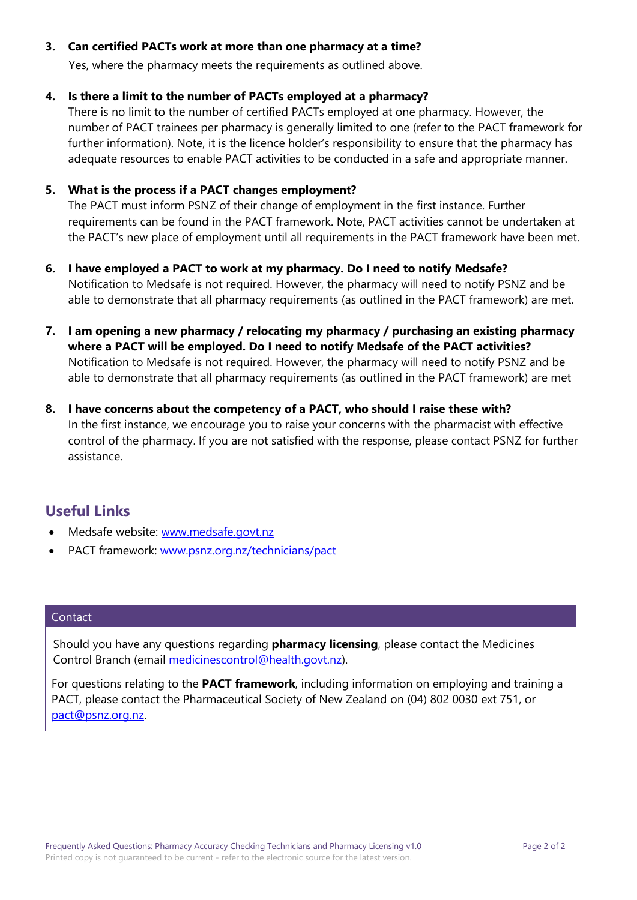3. **Can certified PACTs work at more than one pharmacy at a time?**

   Yes, where the pharmacy meets the requirements as outlined above.

4. **Is there a limit to the number of PACTs employed at a pharmacy?**

   There is no limit to the number of certified PACTs employed at one pharmacy. However, the number of PACT trainees per pharmacy is generally limited to one (refer to the PACT framework for further information). Note, it is the licence holder's responsibility to ensure that the pharmacy has adequate resources to enable PACT activities to be conducted in a safe and appropriate manner.

5. **What is the process if a PACT changes employment?**

   The PACT must inform PSNZ of their change of employment in the first instance. Further requirements can be found in the PACT framework. Note, PACT activities cannot be undertaken at the PACT's new place of employment until all requirements in the PACT framework have been met.

6. **I have employed a PACT to work at my pharmacy. Do I need to notify Medsafe?**

   Notification to Medsafe is not required. However, the pharmacy will need to notify PSNZ and be able to demonstrate that all pharmacy requirements (as outlined in the PACT framework) are met.

7. **I am opening a new pharmacy / relocating my pharmacy / purchasing an existing pharmacy where a PACT will be employed. Do I need to notify Medsafe of the PACT activities?**

   Notification to Medsafe is not required. However, the pharmacy will need to notify PSNZ and be able to demonstrate that all pharmacy requirements (as outlined in the PACT framework) are met

8. **I have concerns about the competency of a PACT, who should I raise these with?**

   In the first instance, we encourage you to raise your concerns with the pharmacist with effective control of the pharmacy. If you are not satisfied with the response, please contact PSNZ for further assistance.

## Useful Links

- Medsafe website: www.medsafe.govt.nz
- PACT framework: www.psnz.org.nz/technicians/pact

### Contact

Should you have any questions regarding **pharmacy licensing**, please contact the Medicines Control Branch (email medicinescontrol@health.govt.nz).

For questions relating to the **PACT framework**, including information on employing and training a PACT, please contact the Pharmaceutical Society of New Zealand on (04) 802 0030 ext 751, or pact@psnz.org.nz.